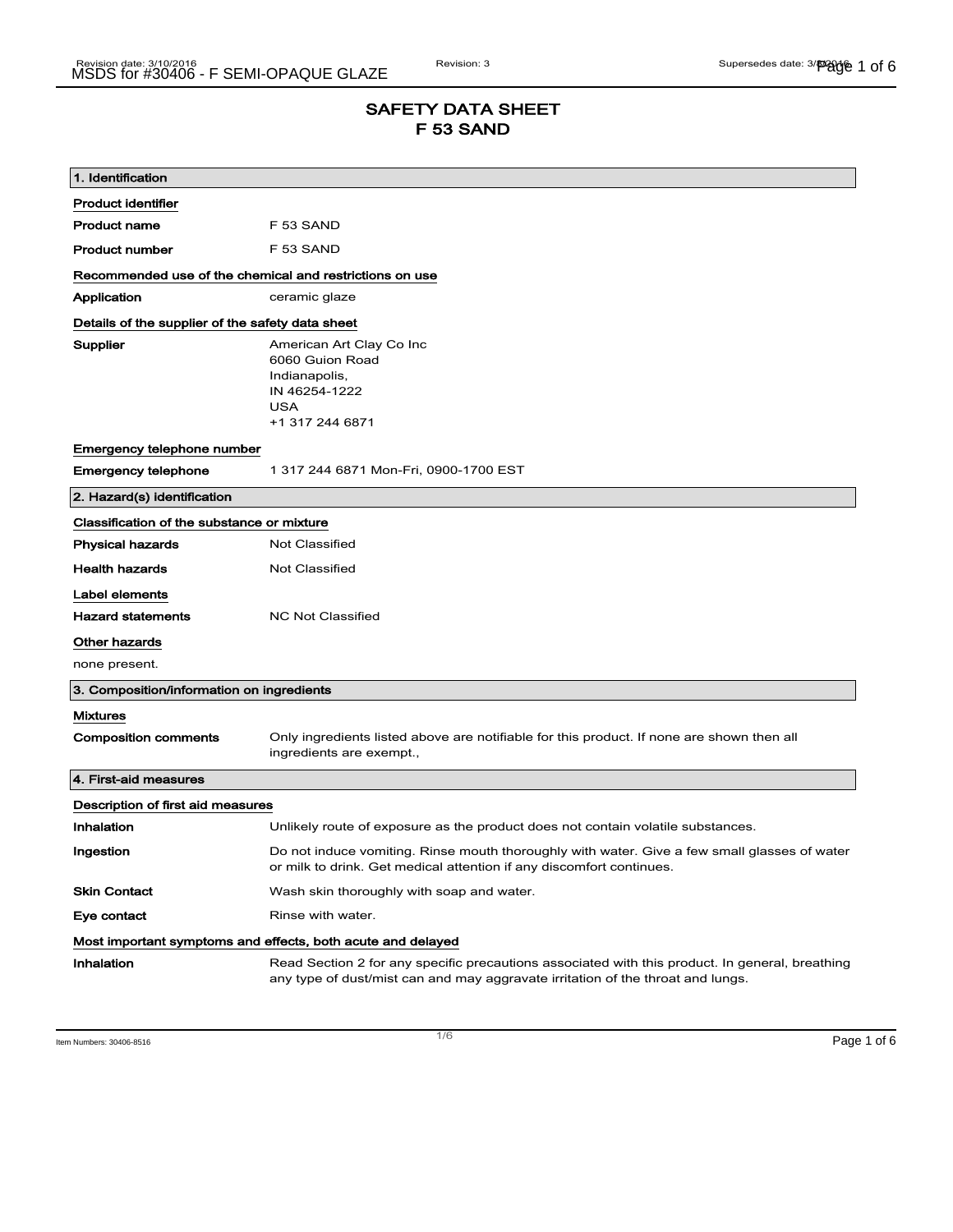# SAFETY DATA SHEET
# F 53 SAND

## 1. Identification

**Product identifier**

| | |
|---|---|
| **Product name** | F 53 SAND |
| **Product number** | F 53 SAND |

**Recommended use of the chemical and restrictions on use**

| | |
|---|---|
| **Application** | ceramic glaze |

**Details of the supplier of the safety data sheet**

**Supplier**

American Art Clay Co Inc
6060 Guion Road
Indianapolis,
IN 46254-1222
USA
+1 317 244 6871

**Emergency telephone number**

| | |
|---|---|
| **Emergency telephone** | 1 317 244 6871 Mon-Fri, 0900-1700 EST |

## 2. Hazard(s) identification

**Classification of the substance or mixture**

| | |
|---|---|
| **Physical hazards** | Not Classified |
| **Health hazards** | Not Classified |

**Label elements**

| | |
|---|---|
| **Hazard statements** | NC Not Classified |

**Other hazards**

none present.

## 3. Composition/information on ingredients

**Mixtures**

| | |
|---|---|
| **Composition comments** | Only ingredients listed above are notifiable for this product. If none are shown then all ingredients are exempt., |

## 4. First-aid measures

**Description of first aid measures**

| | |
|---|---|
| **Inhalation** | Unlikely route of exposure as the product does not contain volatile substances. |
| **Ingestion** | Do not induce vomiting. Rinse mouth thoroughly with water. Give a few small glasses of water or milk to drink. Get medical attention if any discomfort continues. |
| **Skin Contact** | Wash skin thoroughly with soap and water. |
| **Eye contact** | Rinse with water. |

**Most important symptoms and effects, both acute and delayed**

| | |
|---|---|
| **Inhalation** | Read Section 2 for any specific precautions associated with this product. In general, breathing any type of dust/mist can and may aggravate irritation of the throat and lungs. |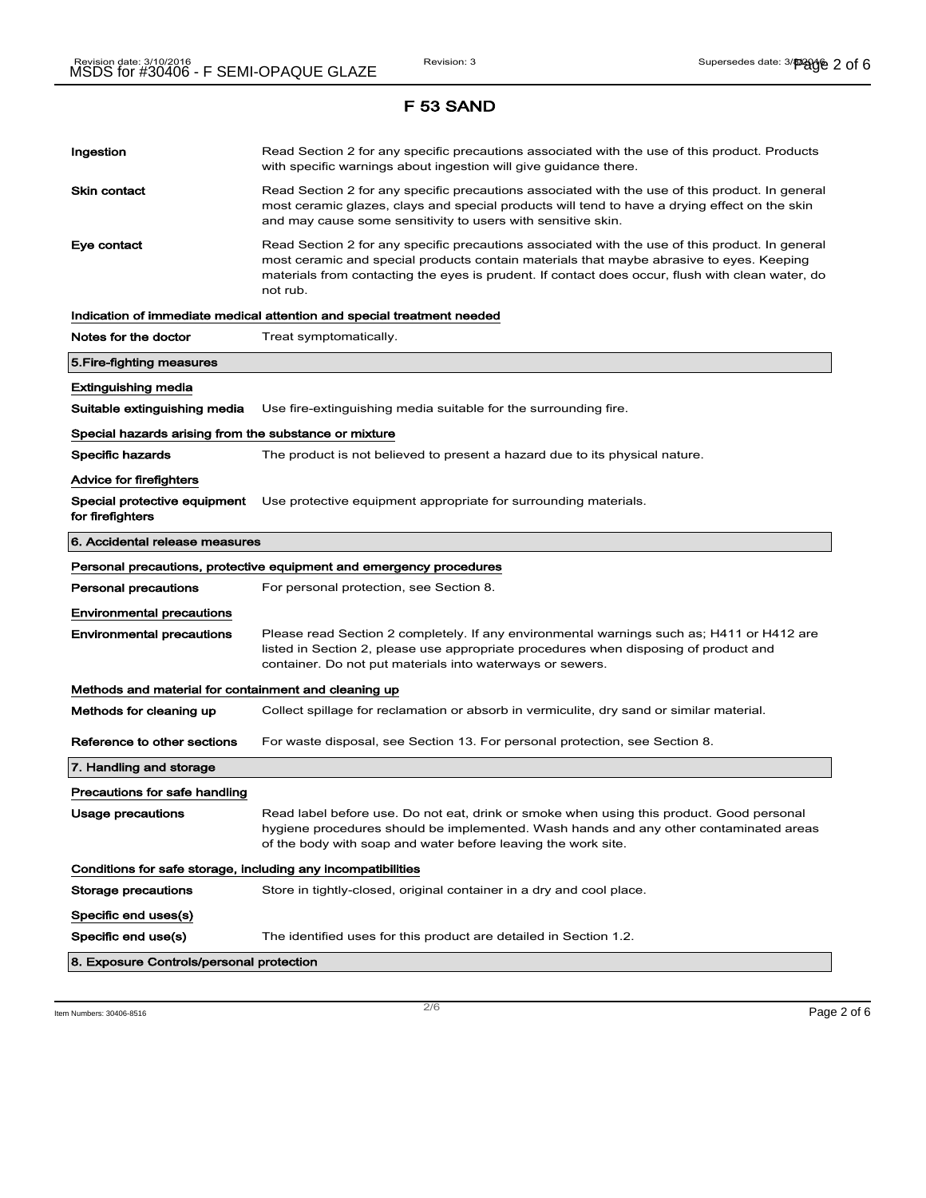## F 53 SAND

| | |
|---|---|
| **Ingestion** | Read Section 2 for any specific precautions associated with the use of this product. Products with specific warnings about ingestion will give guidance there. |
| **Skin contact** | Read Section 2 for any specific precautions associated with the use of this product. In general most ceramic glazes, clays and special products will tend to have a drying effect on the skin and may cause some sensitivity to users with sensitive skin. |
| **Eye contact** | Read Section 2 for any specific precautions associated with the use of this product. In general most ceramic and special products contain materials that maybe abrasive to eyes. Keeping materials from contacting the eyes is prudent. If contact does occur, flush with clean water, do not rub. |

**Indication of immediate medical attention and special treatment needed**

| | |
|---|---|
| **Notes for the doctor** | Treat symptomatically. |

### 5.Fire-fighting measures

**Extinguishing media**

| | |
|---|---|
| **Suitable extinguishing media** | Use fire-extinguishing media suitable for the surrounding fire. |

**Special hazards arising from the substance or mixture**

| | |
|---|---|
| **Specific hazards** | The product is not believed to present a hazard due to its physical nature. |

**Advice for firefighters**

| | |
|---|---|
| **Special protective equipment for firefighters** | Use protective equipment appropriate for surrounding materials. |

### 6. Accidental release measures

**Personal precautions, protective equipment and emergency procedures**

| | |
|---|---|
| **Personal precautions** | For personal protection, see Section 8. |

**Environmental precautions**

| | |
|---|---|
| **Environmental precautions** | Please read Section 2 completely. If any environmental warnings such as; H411 or H412 are listed in Section 2, please use appropriate procedures when disposing of product and container. Do not put materials into waterways or sewers. |

**Methods and material for containment and cleaning up**

| | |
|---|---|
| **Methods for cleaning up** | Collect spillage for reclamation or absorb in vermiculite, dry sand or similar material. |
| **Reference to other sections** | For waste disposal, see Section 13. For personal protection, see Section 8. |

### 7. Handling and storage

**Precautions for safe handling**

| | |
|---|---|
| **Usage precautions** | Read label before use. Do not eat, drink or smoke when using this product. Good personal hygiene procedures should be implemented. Wash hands and any other contaminated areas of the body with soap and water before leaving the work site. |

**Conditions for safe storage, including any incompatibilities**

| | |
|---|---|
| **Storage precautions** | Store in tightly-closed, original container in a dry and cool place. |

**Specific end uses(s)**

| | |
|---|---|
| **Specific end use(s)** | The identified uses for this product are detailed in Section 1.2. |

### 8. Exposure Controls/personal protection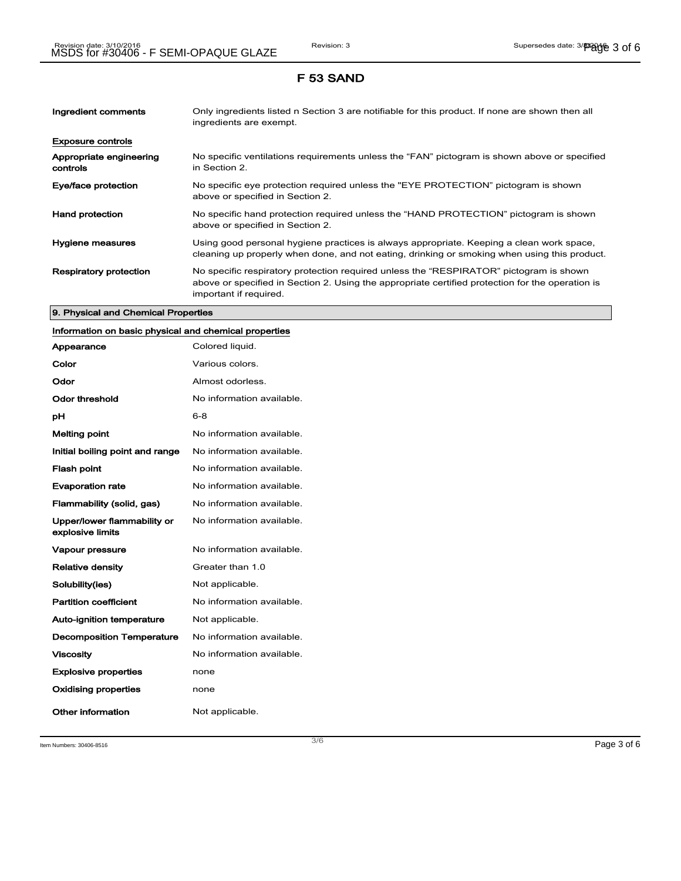# F 53 SAND

| | |
|---|---|
| **Ingredient comments** | Only ingredients listed n Section 3 are notifiable for this product. If none are shown then all ingredients are exempt. |

**Exposure controls**

| | |
|---|---|
| **Appropriate engineering controls** | No specific ventilations requirements unless the "FAN" pictogram is shown above or specified in Section 2. |
| **Eye/face protection** | No specific eye protection required unless the "EYE PROTECTION" pictogram is shown above or specified in Section 2. |
| **Hand protection** | No specific hand protection required unless the "HAND PROTECTION" pictogram is shown above or specified in Section 2. |
| **Hygiene measures** | Using good personal hygiene practices is always appropriate. Keeping a clean work space, cleaning up properly when done, and not eating, drinking or smoking when using this product. |
| **Respiratory protection** | No specific respiratory protection required unless the "RESPIRATOR" pictogram is shown above or specified in Section 2. Using the appropriate certified protection for the operation is important if required. |

## 9. Physical and Chemical Properties

**Information on basic physical and chemical properties**

| | |
|---|---|
| **Appearance** | Colored liquid. |
| **Color** | Various colors. |
| **Odor** | Almost odorless. |
| **Odor threshold** | No information available. |
| **pH** | 6-8 |
| **Melting point** | No information available. |
| **Initial boiling point and range** | No information available. |
| **Flash point** | No information available. |
| **Evaporation rate** | No information available. |
| **Flammability (solid, gas)** | No information available. |
| **Upper/lower flammability or explosive limits** | No information available. |
| **Vapour pressure** | No information available. |
| **Relative density** | Greater than 1.0 |
| **Solubility(ies)** | Not applicable. |
| **Partition coefficient** | No information available. |
| **Auto-ignition temperature** | Not applicable. |
| **Decomposition Temperature** | No information available. |
| **Viscosity** | No information available. |
| **Explosive properties** | none |
| **Oxidising properties** | none |
| **Other information** | Not applicable. |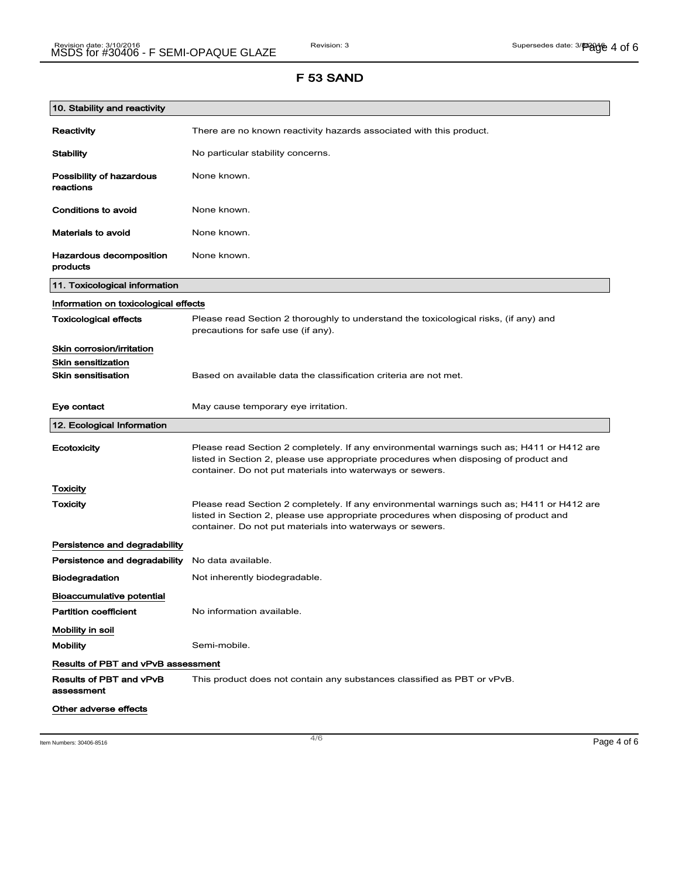# F 53 SAND

## 10. Stability and reactivity

| | |
|---|---|
| **Reactivity** | There are no known reactivity hazards associated with this product. |
| **Stability** | No particular stability concerns. |
| **Possibility of hazardous reactions** | None known. |
| **Conditions to avoid** | None known. |
| **Materials to avoid** | None known. |
| **Hazardous decomposition products** | None known. |

## 11. Toxicological information

### Information on toxicological effects

| | |
|---|---|
| **Toxicological effects** | Please read Section 2 thoroughly to understand the toxicological risks, (if any) and precautions for safe use (if any). |

### Skin corrosion/irritation

### Skin sensitization

| | |
|---|---|
| **Skin sensitisation** | Based on available data the classification criteria are not met. |
| **Eye contact** | May cause temporary eye irritation. |

## 12. Ecological Information

| | |
|---|---|
| **Ecotoxicity** | Please read Section 2 completely. If any environmental warnings such as; H411 or H412 are listed in Section 2, please use appropriate procedures when disposing of product and container. Do not put materials into waterways or sewers. |

### Toxicity

| | |
|---|---|
| **Toxicity** | Please read Section 2 completely. If any environmental warnings such as; H411 or H412 are listed in Section 2, please use appropriate procedures when disposing of product and container. Do not put materials into waterways or sewers. |

### Persistence and degradability

| | |
|---|---|
| **Persistence and degradability** | No data available. |
| **Biodegradation** | Not inherently biodegradable. |

### Bioaccumulative potential

| | |
|---|---|
| **Partition coefficient** | No information available. |

### Mobility in soil

| | |
|---|---|
| **Mobility** | Semi-mobile. |

### Results of PBT and vPvB assessment

| | |
|---|---|
| **Results of PBT and vPvB assessment** | This product does not contain any substances classified as PBT or vPvB. |

### Other adverse effects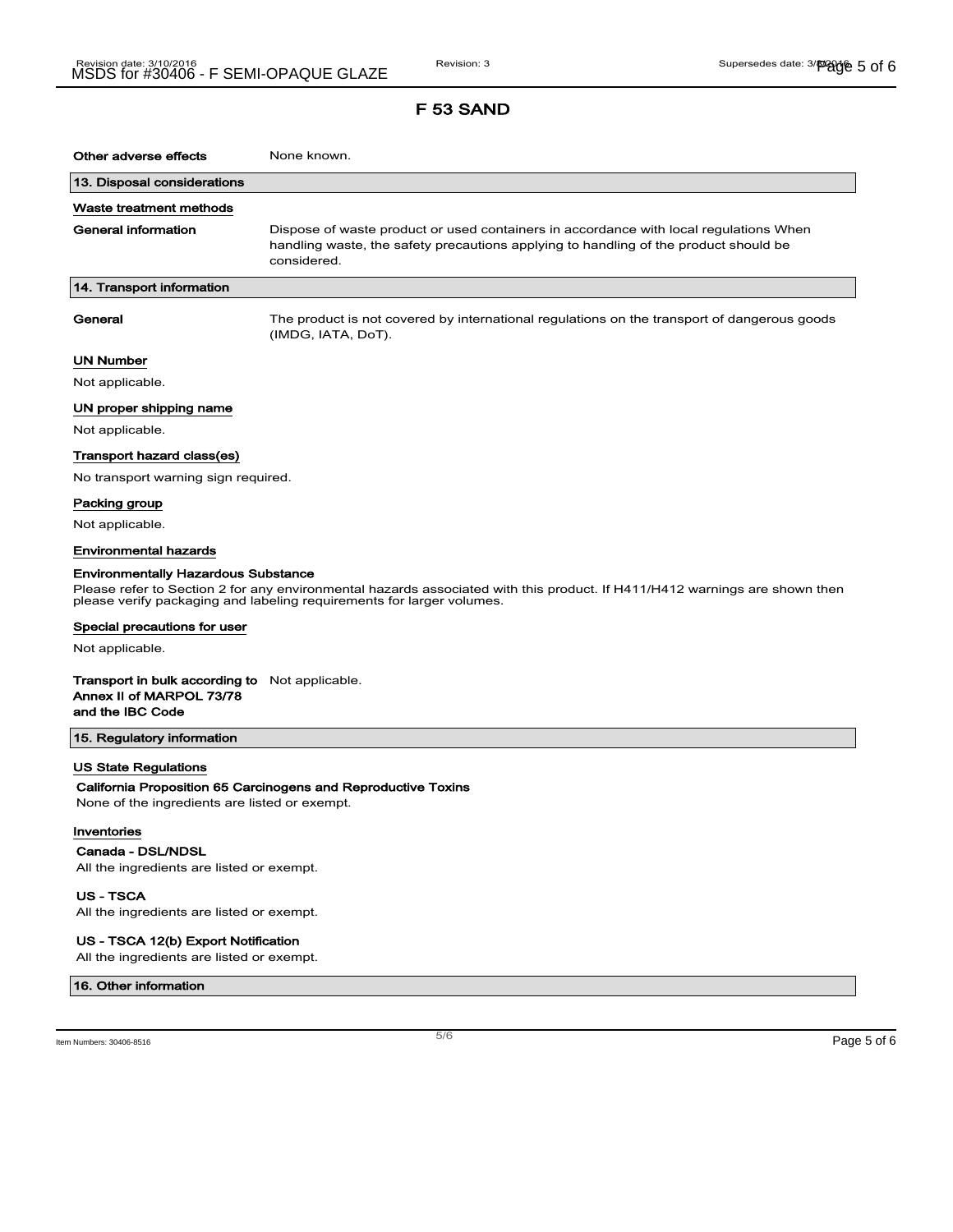# F 53 SAND

**Other adverse effects** None known.

## 13. Disposal considerations

**Waste treatment methods**

**General information** Dispose of waste product or used containers in accordance with local regulations When handling waste, the safety precautions applying to handling of the product should be considered.

## 14. Transport information

**General** The product is not covered by international regulations on the transport of dangerous goods (IMDG, IATA, DoT).

**UN Number**

Not applicable.

**UN proper shipping name**

Not applicable.

**Transport hazard class(es)**

No transport warning sign required.

**Packing group**

Not applicable.

**Environmental hazards**

**Environmentally Hazardous Substance**

Please refer to Section 2 for any environmental hazards associated with this product. If H411/H412 warnings are shown then please verify packaging and labeling requirements for larger volumes.

**Special precautions for user**

Not applicable.

**Transport in bulk according to Annex II of MARPOL 73/78 and the IBC Code** Not applicable.

## 15. Regulatory information

**US State Regulations**

**California Proposition 65 Carcinogens and Reproductive Toxins**

None of the ingredients are listed or exempt.

**Inventories**

**Canada - DSL/NDSL**

All the ingredients are listed or exempt.

**US - TSCA**

All the ingredients are listed or exempt.

**US - TSCA 12(b) Export Notification**

All the ingredients are listed or exempt.

## 16. Other information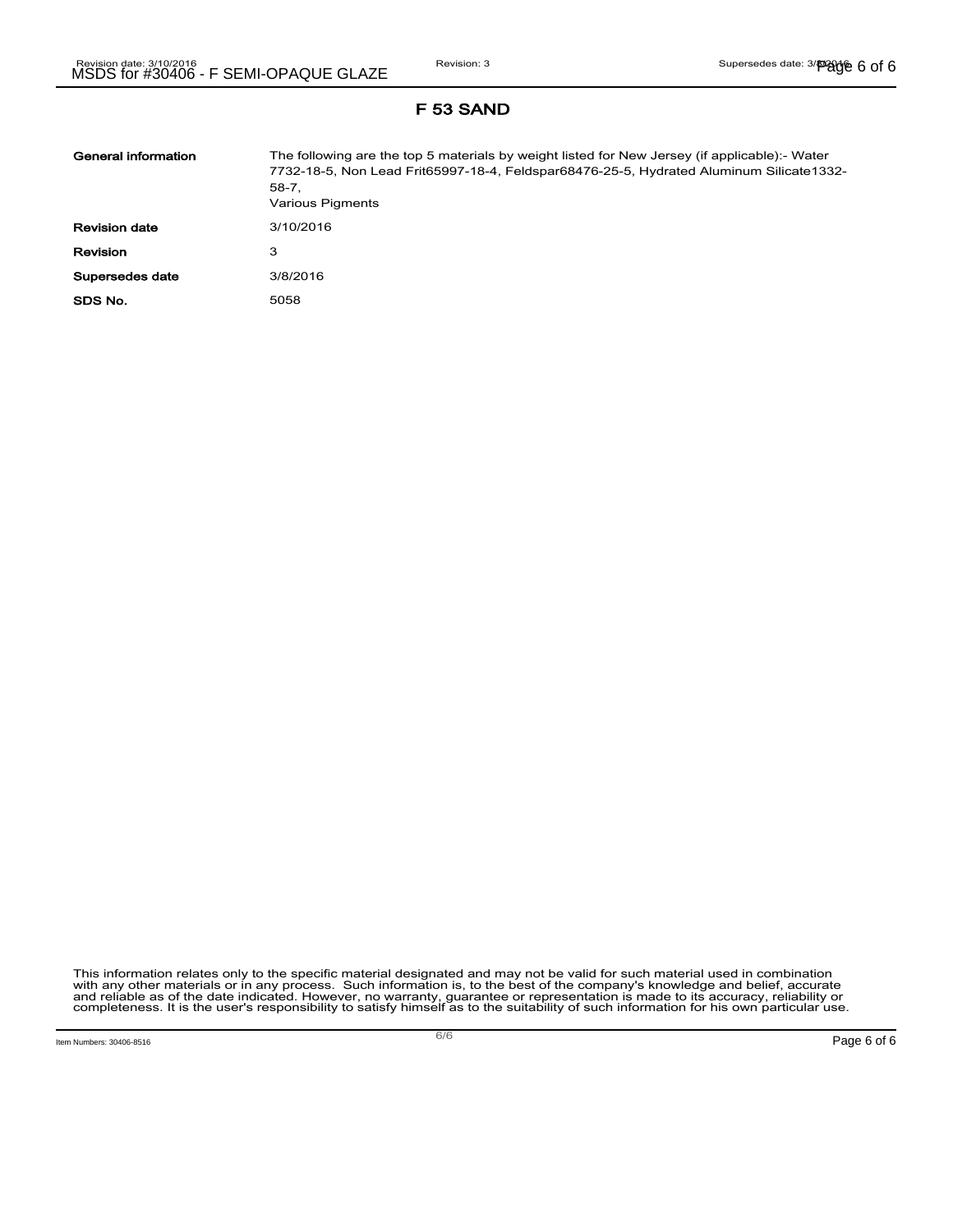## F 53 SAND

| | |
|---|---|
| **General information** | The following are the top 5 materials by weight listed for New Jersey (if applicable):- Water 7732-18-5, Non Lead Frit65997-18-4, Feldspar68476-25-5, Hydrated Aluminum Silicate1332-58-7, Various Pigments |
| **Revision date** | 3/10/2016 |
| **Revision** | 3 |
| **Supersedes date** | 3/8/2016 |
| **SDS No.** | 5058 |

This information relates only to the specific material designated and may not be valid for such material used in combination with any other materials or in any process. Such information is, to the best of the company's knowledge and belief, accurate and reliable as of the date indicated. However, no warranty, guarantee or representation is made to its accuracy, reliability or completeness. It is the user's responsibility to satisfy himself as to the suitability of such information for his own particular use.

Item Numbers: 30406-8516